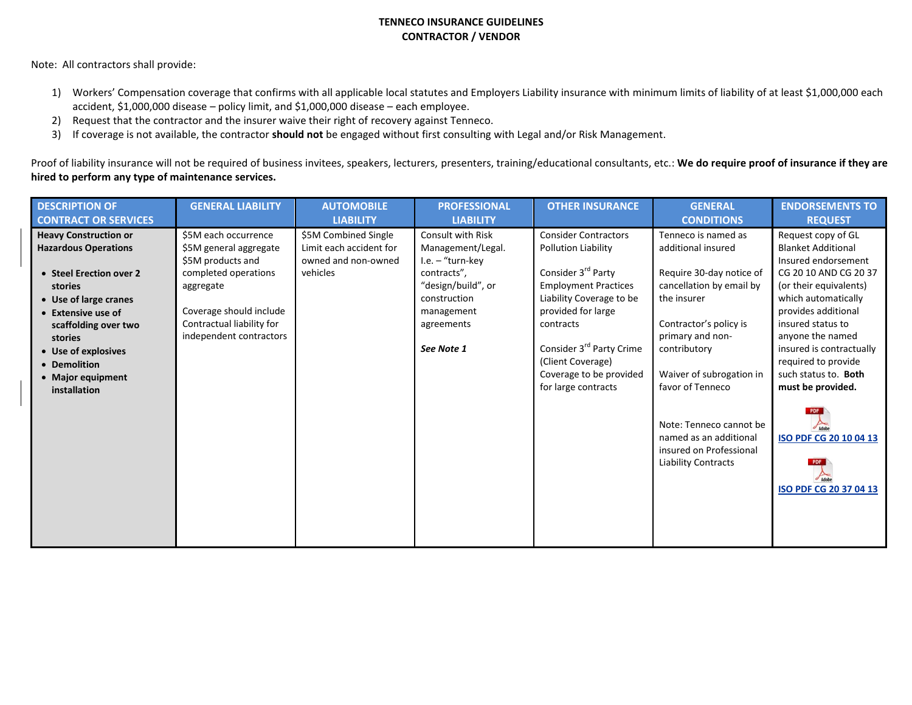# TENNECO INSURANCE GUIDELINES
## CONTRACTOR / VENDOR

Note: All contractors shall provide:

1) Workers' Compensation coverage that confirms with all applicable local statutes and Employers Liability insurance with minimum limits of liability of at least $1,000,000 each accident, $1,000,000 disease – policy limit, and $1,000,000 disease – each employee.
2) Request that the contractor and the insurer waive their right of recovery against Tenneco.
3) If coverage is not available, the contractor **should not** be engaged without first consulting with Legal and/or Risk Management.

Proof of liability insurance will not be required of business invitees, speakers, lecturers, presenters, training/educational consultants, etc.: **We do require proof of insurance if they are hired to perform any type of maintenance services.**

| DESCRIPTION OF CONTRACT OR SERVICES | GENERAL LIABILITY | AUTOMOBILE LIABILITY | PROFESSIONAL LIABILITY | OTHER INSURANCE | GENERAL CONDITIONS | ENDORSEMENTS TO REQUEST |
|---|---|---|---|---|---|---|
| **Heavy Construction or Hazardous Operations**<br>• **Steel Erection over 2 stories**<br>• **Use of large cranes**<br>• **Extensive use of scaffolding over two stories**<br>• **Use of explosives**<br>• **Demolition**<br>• **Major equipment installation** | $5M each occurrence<br>$5M general aggregate<br>$5M products and completed operations aggregate<br><br>Coverage should include Contractual liability for independent contractors | $5M Combined Single Limit each accident for owned and non-owned vehicles | Consult with Risk Management/Legal. I.e. – "turn-key contracts", "design/build", or construction management agreements<br><br>***See Note 1*** | Consider Contractors Pollution Liability<br><br>Consider 3rd Party Employment Practices Liability Coverage to be provided for large contracts<br><br>Consider 3rd Party Crime (Client Coverage) Coverage to be provided for large contracts | Tenneco is named as additional insured<br><br>Require 30-day notice of cancellation by email by the insurer<br><br>Contractor's policy is primary and non-contributory<br><br>Waiver of subrogation in favor of Tenneco<br><br>Note: Tenneco cannot be named as an additional insured on Professional Liability Contracts | Request copy of GL Blanket Additional Insured endorsement CG 20 10 AND CG 20 37 (or their equivalents) which automatically provides additional insured status to anyone the named insured is contractually required to provide such status to. **Both must be provided.**<br><br>**ISO PDF CG 20 10 04 13**<br><br>**ISO PDF CG 20 37 04 13** |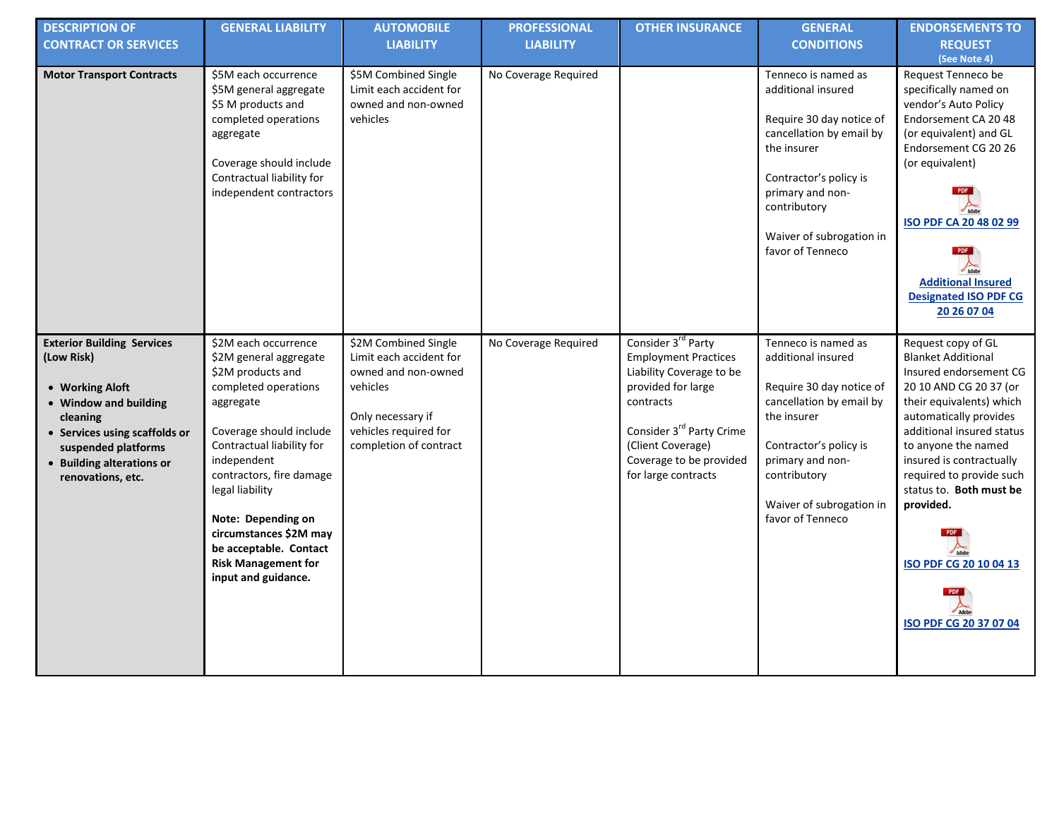| DESCRIPTION OF CONTRACT OR SERVICES | GENERAL LIABILITY | AUTOMOBILE LIABILITY | PROFESSIONAL LIABILITY | OTHER INSURANCE | GENERAL CONDITIONS | ENDORSEMENTS TO REQUEST (See Note 4) |
|---|---|---|---|---|---|---|
| **Motor Transport Contracts** | $5M each occurrence<br>$5M general aggregate<br>$5 M products and completed operations aggregate<br><br>Coverage should include Contractual liability for independent contractors | $5M Combined Single Limit each accident for owned and non-owned vehicles | No Coverage Required | | Tenneco is named as additional insured<br><br>Require 30 day notice of cancellation by email by the insurer<br><br>Contractor's policy is primary and non-contributory<br><br>Waiver of subrogation in favor of Tenneco | Request Tenneco be specifically named on vendor's Auto Policy Endorsement CA 20 48 (or equivalent) and GL Endorsement CG 20 26 (or equivalent)<br><br>ISO PDF CA 20 48 02 99<br><br>Additional Insured Designated ISO PDF CG 20 26 07 04 |
| **Exterior Building Services (Low Risk)**<br><br>• **Working Aloft**<br>• **Window and building cleaning**<br>• **Services using scaffolds or suspended platforms**<br>• **Building alterations or renovations, etc.** | $2M each occurrence<br>$2M general aggregate<br>$2M products and completed operations aggregate<br><br>Coverage should include Contractual liability for independent contractors, fire damage legal liability<br><br>**Note: Depending on circumstances $2M may be acceptable. Contact Risk Management for input and guidance.** | $2M Combined Single Limit each accident for owned and non-owned vehicles<br><br>Only necessary if vehicles required for completion of contract | No Coverage Required | Consider 3rd Party Employment Practices Liability Coverage to be provided for large contracts<br><br>Consider 3rd Party Crime (Client Coverage) Coverage to be provided for large contracts | Tenneco is named as additional insured<br><br>Require 30 day notice of cancellation by email by the insurer<br><br>Contractor's policy is primary and non-contributory<br><br>Waiver of subrogation in favor of Tenneco | Request copy of GL Blanket Additional Insured endorsement CG 20 10 AND CG 20 37 (or their equivalents) which automatically provides additional insured status to anyone the named insured is contractually required to provide such status to. **Both must be provided.**<br><br>ISO PDF CG 20 10 04 13<br><br>ISO PDF CG 20 37 07 04 |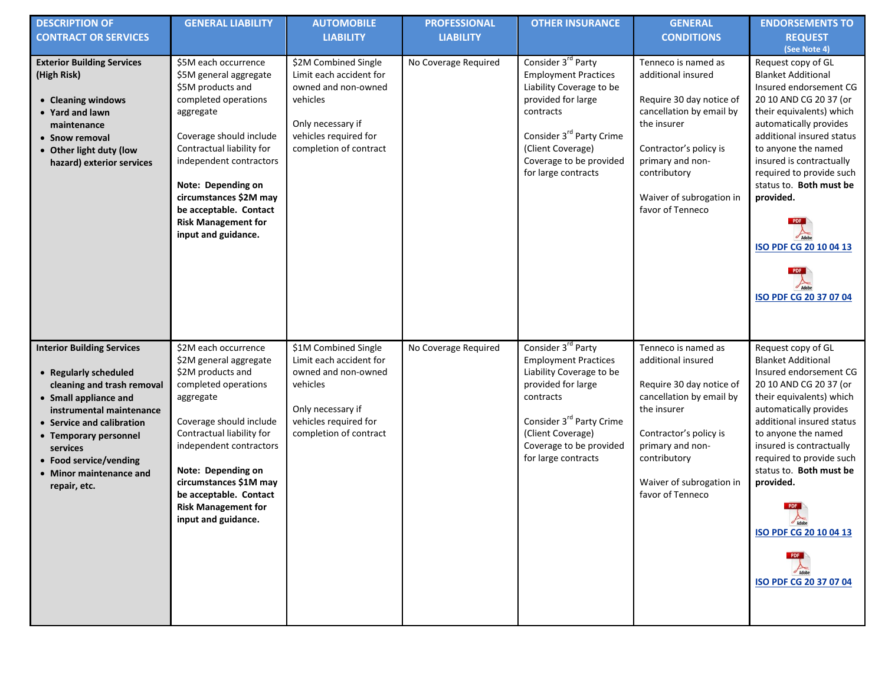| DESCRIPTION OF CONTRACT OR SERVICES | GENERAL LIABILITY | AUTOMOBILE LIABILITY | PROFESSIONAL LIABILITY | OTHER INSURANCE | GENERAL CONDITIONS | ENDORSEMENTS TO REQUEST (See Note 4) |
|---|---|---|---|---|---|---|
| **Exterior Building Services (High Risk)**<br>• **Cleaning windows**<br>• **Yard and lawn maintenance**<br>• **Snow removal**<br>• **Other light duty (low hazard) exterior services** | $5M each occurrence<br>$5M general aggregate<br>$5M products and completed operations aggregate<br><br>Coverage should include Contractual liability for independent contractors<br><br>**Note: Depending on circumstances $2M may be acceptable. Contact Risk Management for input and guidance.** | $2M Combined Single Limit each accident for owned and non-owned vehicles<br><br>Only necessary if vehicles required for completion of contract | No Coverage Required | Consider 3rd Party Employment Practices Liability Coverage to be provided for large contracts<br><br>Consider 3rd Party Crime (Client Coverage) Coverage to be provided for large contracts | Tenneco is named as additional insured<br><br>Require 30 day notice of cancellation by email by the insurer<br><br>Contractor's policy is primary and non-contributory<br><br>Waiver of subrogation in favor of Tenneco | Request copy of GL Blanket Additional Insured endorsement CG 20 10 AND CG 20 37 (or their equivalents) which automatically provides additional insured status to anyone the named insured is contractually required to provide such status to. **Both must be provided.**<br><br>**ISO PDF CG 20 10 04 13**<br><br>**ISO PDF CG 20 37 07 04** |
| **Interior Building Services**<br>• **Regularly scheduled cleaning and trash removal**<br>• **Small appliance and instrumental maintenance**<br>• **Service and calibration**<br>• **Temporary personnel services**<br>• **Food service/vending**<br>• **Minor maintenance and repair, etc.** | $2M each occurrence<br>$2M general aggregate<br>$2M products and completed operations aggregate<br><br>Coverage should include Contractual liability for independent contractors<br><br>**Note: Depending on circumstances $1M may be acceptable. Contact Risk Management for input and guidance.** | $1M Combined Single Limit each accident for owned and non-owned vehicles<br><br>Only necessary if vehicles required for completion of contract | No Coverage Required | Consider 3rd Party Employment Practices Liability Coverage to be provided for large contracts<br><br>Consider 3rd Party Crime (Client Coverage) Coverage to be provided for large contracts | Tenneco is named as additional insured<br><br>Require 30 day notice of cancellation by email by the insurer<br><br>Contractor's policy is primary and non-contributory<br><br>Waiver of subrogation in favor of Tenneco | Request copy of GL Blanket Additional Insured endorsement CG 20 10 AND CG 20 37 (or their equivalents) which automatically provides additional insured status to anyone the named insured is contractually required to provide such status to. **Both must be provided.**<br><br>**ISO PDF CG 20 10 04 13**<br><br>**ISO PDF CG 20 37 07 04** |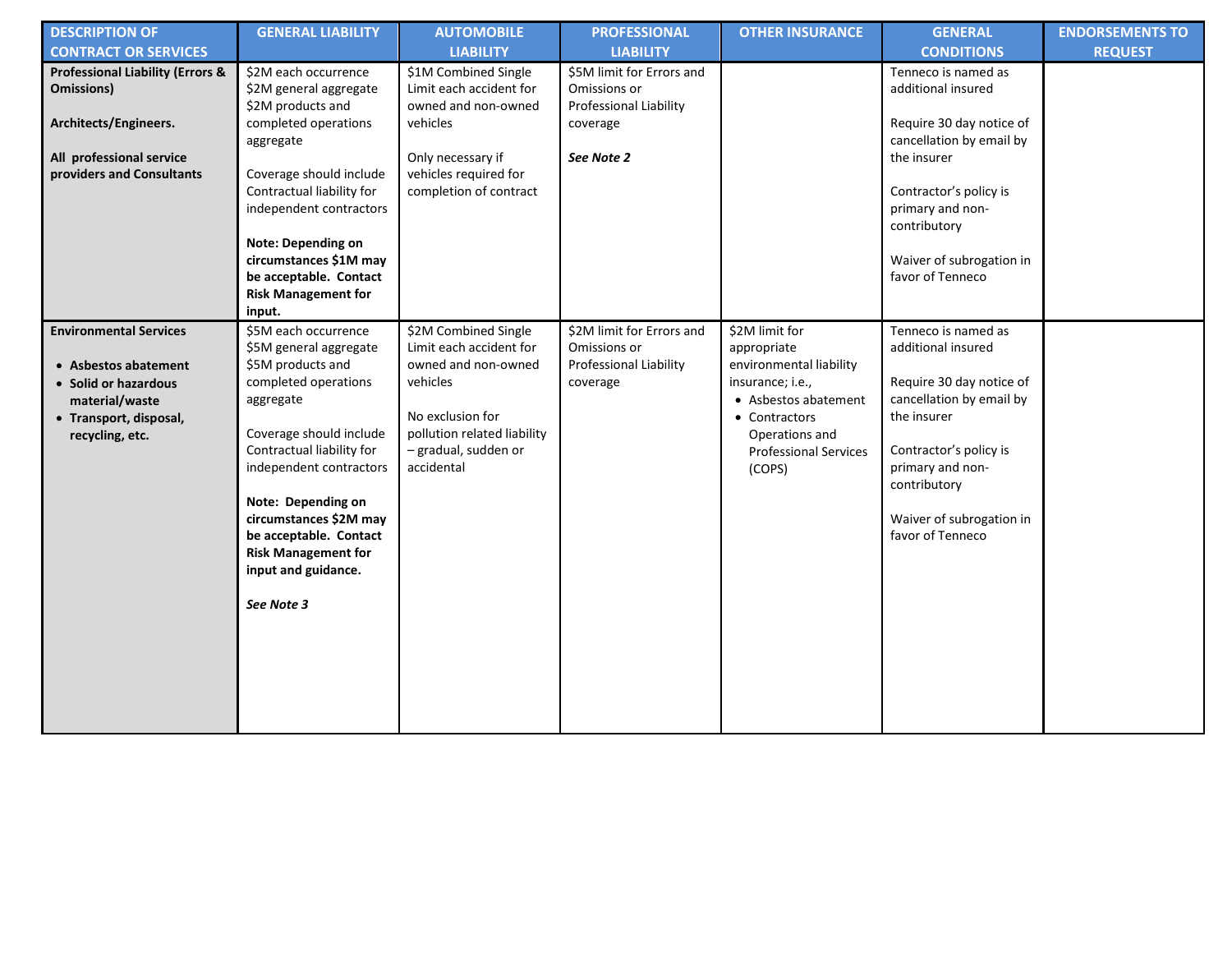| DESCRIPTION OF CONTRACT OR SERVICES | GENERAL LIABILITY | AUTOMOBILE LIABILITY | PROFESSIONAL LIABILITY | OTHER INSURANCE | GENERAL CONDITIONS | ENDORSEMENTS TO REQUEST |
|---|---|---|---|---|---|---|
| **Professional Liability (Errors & Omissions)**<br><br>**Architects/Engineers.**<br><br>**All professional service providers and Consultants** | \$2M each occurrence<br>\$2M general aggregate<br>\$2M products and completed operations aggregate<br><br>Coverage should include Contractual liability for independent contractors<br><br>**Note: Depending on circumstances \$1M may be acceptable. Contact Risk Management for input.** | \$1M Combined Single Limit each accident for owned and non-owned vehicles<br><br>Only necessary if vehicles required for completion of contract | \$5M limit for Errors and Omissions or Professional Liability coverage<br><br>***See Note 2*** | | Tenneco is named as additional insured<br><br>Require 30 day notice of cancellation by email by the insurer<br><br>Contractor's policy is primary and non-contributory<br><br>Waiver of subrogation in favor of Tenneco | |
| **Environmental Services**<br><br>• **Asbestos abatement**<br>• **Solid or hazardous material/waste**<br>• **Transport, disposal, recycling, etc.** | \$5M each occurrence<br>\$5M general aggregate<br>\$5M products and completed operations aggregate<br><br>Coverage should include Contractual liability for independent contractors<br><br>**Note: Depending on circumstances \$2M may be acceptable. Contact Risk Management for input and guidance.**<br><br>***See Note 3*** | \$2M Combined Single Limit each accident for owned and non-owned vehicles<br><br>No exclusion for pollution related liability – gradual, sudden or accidental | \$2M limit for Errors and Omissions or Professional Liability coverage | \$2M limit for appropriate environmental liability insurance; i.e.,<br>• Asbestos abatement<br>• Contractors Operations and Professional Services (COPS) | Tenneco is named as additional insured<br><br>Require 30 day notice of cancellation by email by the insurer<br><br>Contractor's policy is primary and non-contributory<br><br>Waiver of subrogation in favor of Tenneco | |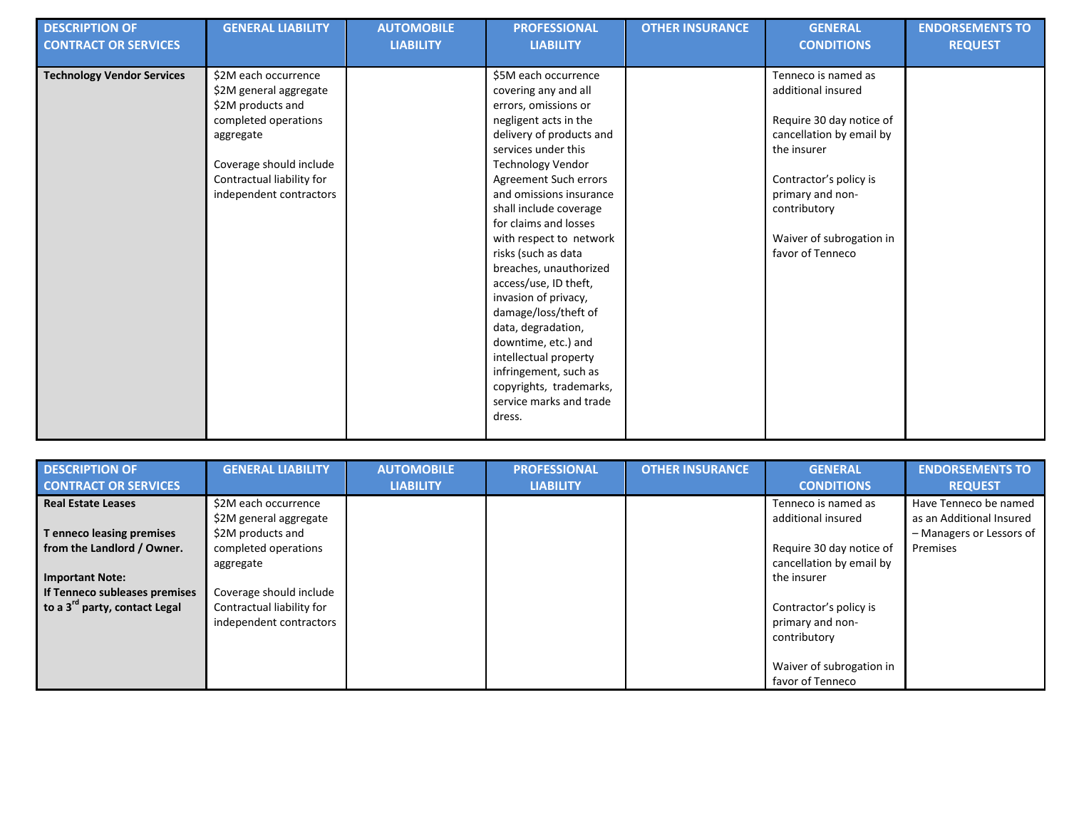| DESCRIPTION OF CONTRACT OR SERVICES | GENERAL LIABILITY | AUTOMOBILE LIABILITY | PROFESSIONAL LIABILITY | OTHER INSURANCE | GENERAL CONDITIONS | ENDORSEMENTS TO REQUEST |
|---|---|---|---|---|---|---|
| **Technology Vendor Services** | $2M each occurrence<br>$2M general aggregate<br>$2M products and completed operations aggregate<br><br>Coverage should include Contractual liability for independent contractors | | $5M each occurrence covering any and all errors, omissions or negligent acts in the delivery of products and services under this Technology Vendor Agreement Such errors and omissions insurance shall include coverage for claims and losses with respect to network risks (such as data breaches, unauthorized access/use, ID theft, invasion of privacy, damage/loss/theft of data, degradation, downtime, etc.) and intellectual property infringement, such as copyrights, trademarks, service marks and trade dress. | | Tenneco is named as additional insured<br><br>Require 30 day notice of cancellation by email by the insurer<br><br>Contractor's policy is primary and non-contributory<br><br>Waiver of subrogation in favor of Tenneco | |

| DESCRIPTION OF CONTRACT OR SERVICES | GENERAL LIABILITY | AUTOMOBILE LIABILITY | PROFESSIONAL LIABILITY | OTHER INSURANCE | GENERAL CONDITIONS | ENDORSEMENTS TO REQUEST |
|---|---|---|---|---|---|---|
| **Real Estate Leases**<br><br>**T enneco leasing premises from the Landlord / Owner.**<br><br>**Important Note:**<br>**If Tenneco subleases premises to a 3rd party, contact Legal** | $2M each occurrence<br>$2M general aggregate<br>$2M products and completed operations aggregate<br><br>Coverage should include Contractual liability for independent contractors | | | | Tenneco is named as additional insured<br><br>Require 30 day notice of cancellation by email by the insurer<br><br>Contractor's policy is primary and non-contributory<br><br>Waiver of subrogation in favor of Tenneco | Have Tenneco be named as an Additional Insured – Managers or Lessors of Premises |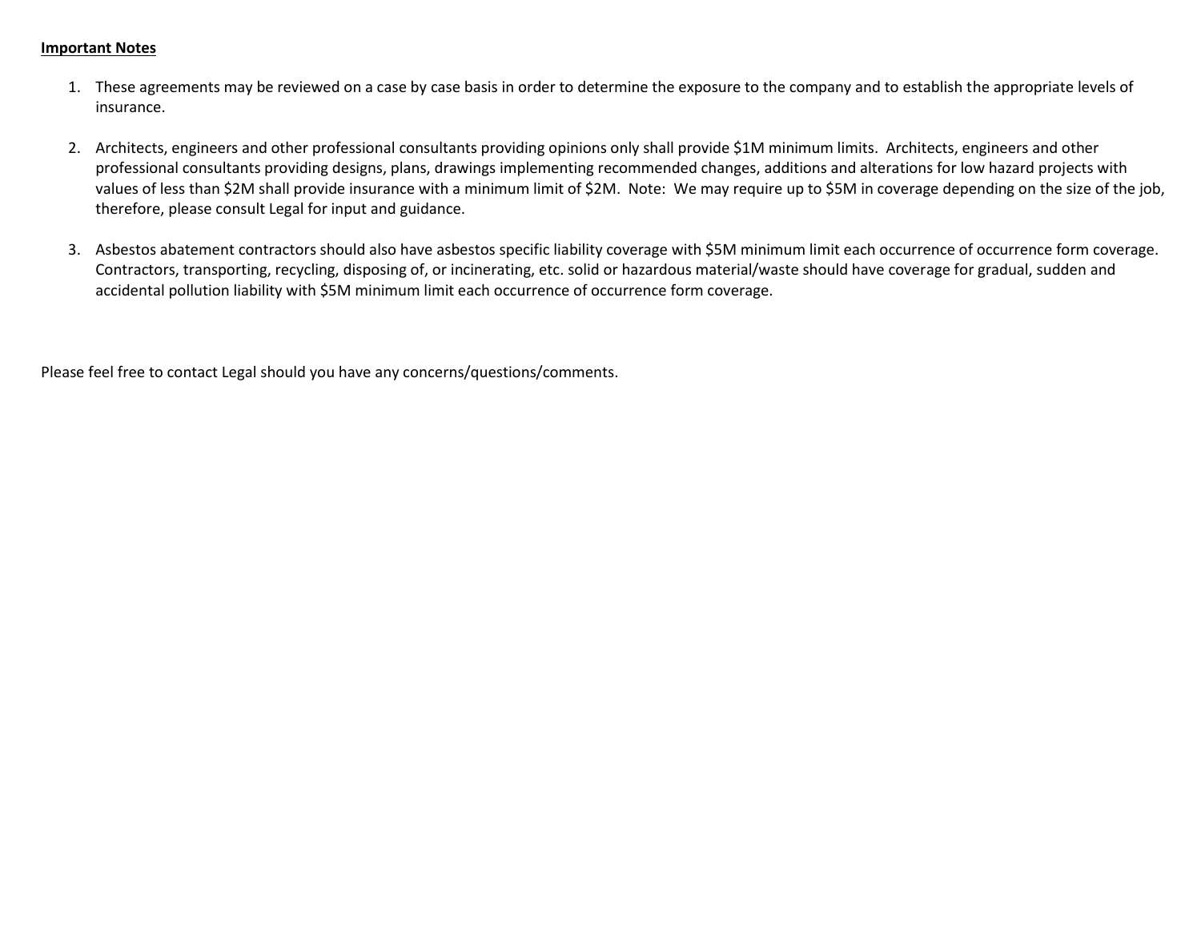**Important Notes**

1. These agreements may be reviewed on a case by case basis in order to determine the exposure to the company and to establish the appropriate levels of insurance.

2. Architects, engineers and other professional consultants providing opinions only shall provide $1M minimum limits. Architects, engineers and other professional consultants providing designs, plans, drawings implementing recommended changes, additions and alterations for low hazard projects with values of less than $2M shall provide insurance with a minimum limit of $2M. Note: We may require up to $5M in coverage depending on the size of the job, therefore, please consult Legal for input and guidance.

3. Asbestos abatement contractors should also have asbestos specific liability coverage with $5M minimum limit each occurrence of occurrence form coverage. Contractors, transporting, recycling, disposing of, or incinerating, etc. solid or hazardous material/waste should have coverage for gradual, sudden and accidental pollution liability with $5M minimum limit each occurrence of occurrence form coverage.

Please feel free to contact Legal should you have any concerns/questions/comments.